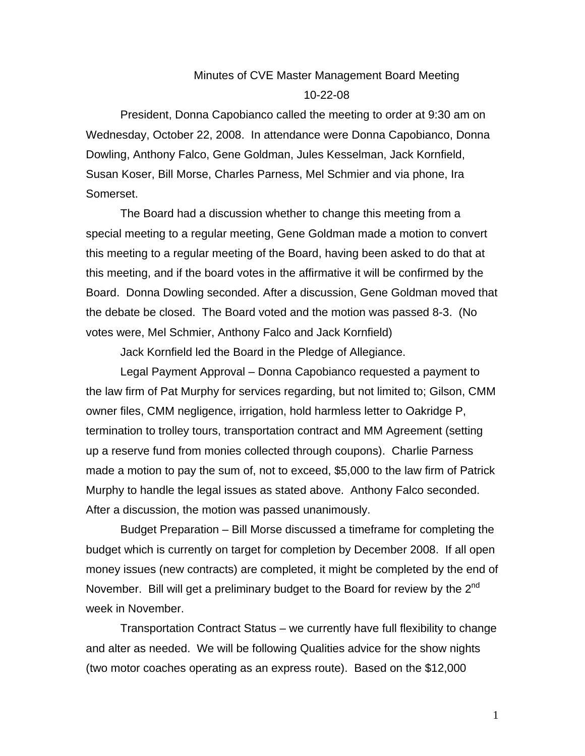# Minutes of CVE Master Management Board Meeting

## 10-22-08

President, Donna Capobianco called the meeting to order at 9:30 am on Wednesday, October 22, 2008. In attendance were Donna Capobianco, Donna Dowling, Anthony Falco, Gene Goldman, Jules Kesselman, Jack Kornfield, Susan Koser, Bill Morse, Charles Parness, Mel Schmier and via phone, Ira Somerset.

The Board had a discussion whether to change this meeting from a special meeting to a regular meeting, Gene Goldman made a motion to convert this meeting to a regular meeting of the Board, having been asked to do that at this meeting, and if the board votes in the affirmative it will be confirmed by the Board. Donna Dowling seconded. After a discussion, Gene Goldman moved that the debate be closed. The Board voted and the motion was passed 8-3. (No votes were, Mel Schmier, Anthony Falco and Jack Kornfield)

Jack Kornfield led the Board in the Pledge of Allegiance.

Legal Payment Approval – Donna Capobianco requested a payment to the law firm of Pat Murphy for services regarding, but not limited to; Gilson, CMM owner files, CMM negligence, irrigation, hold harmless letter to Oakridge P, termination to trolley tours, transportation contract and MM Agreement (setting up a reserve fund from monies collected through coupons). Charlie Parness made a motion to pay the sum of, not to exceed, $5,000 to the law firm of Patrick Murphy to handle the legal issues as stated above. Anthony Falco seconded. After a discussion, the motion was passed unanimously.

Budget Preparation – Bill Morse discussed a timeframe for completing the budget which is currently on target for completion by December 2008. If all open money issues (new contracts) are completed, it might be completed by the end of November. Bill will get a preliminary budget to the Board for review by the 2nd week in November.

Transportation Contract Status – we currently have full flexibility to change and alter as needed. We will be following Qualities advice for the show nights (two motor coaches operating as an express route). Based on the $12,000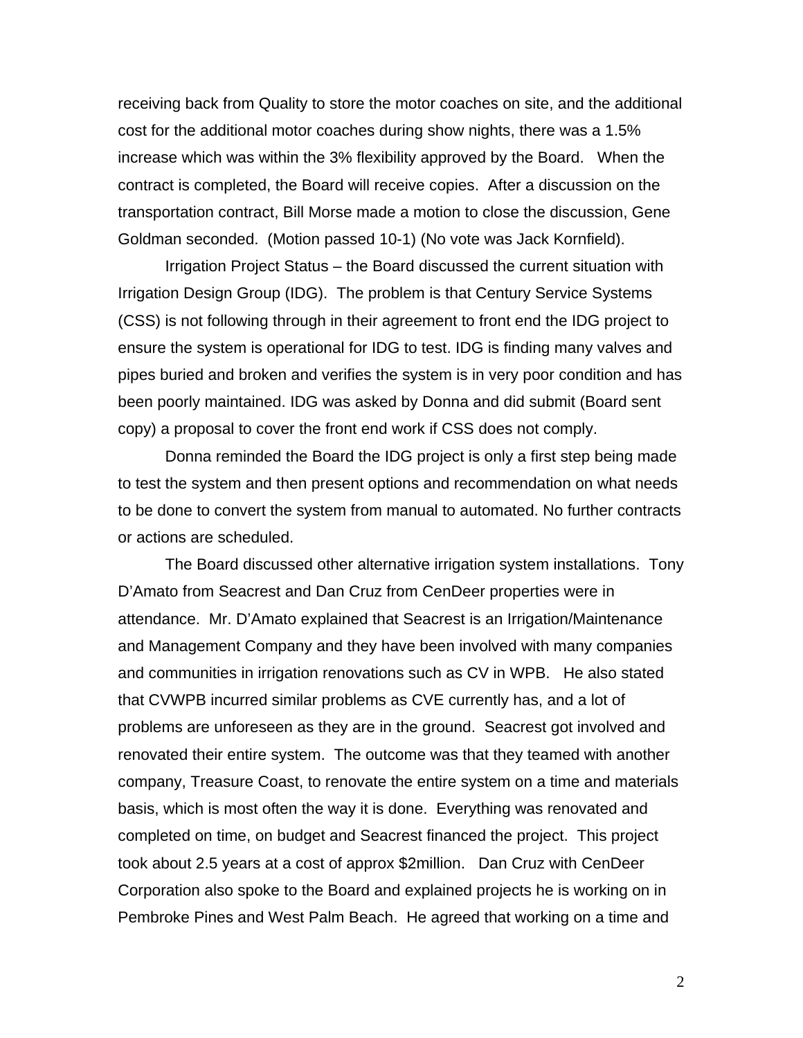receiving back from Quality to store the motor coaches on site, and the additional cost for the additional motor coaches during show nights, there was a 1.5% increase which was within the 3% flexibility approved by the Board. When the contract is completed, the Board will receive copies. After a discussion on the transportation contract, Bill Morse made a motion to close the discussion, Gene Goldman seconded. (Motion passed 10-1) (No vote was Jack Kornfield).

Irrigation Project Status – the Board discussed the current situation with Irrigation Design Group (IDG). The problem is that Century Service Systems (CSS) is not following through in their agreement to front end the IDG project to ensure the system is operational for IDG to test. IDG is finding many valves and pipes buried and broken and verifies the system is in very poor condition and has been poorly maintained. IDG was asked by Donna and did submit (Board sent copy) a proposal to cover the front end work if CSS does not comply.

Donna reminded the Board the IDG project is only a first step being made to test the system and then present options and recommendation on what needs to be done to convert the system from manual to automated. No further contracts or actions are scheduled.

The Board discussed other alternative irrigation system installations. Tony D'Amato from Seacrest and Dan Cruz from CenDeer properties were in attendance. Mr. D'Amato explained that Seacrest is an Irrigation/Maintenance and Management Company and they have been involved with many companies and communities in irrigation renovations such as CV in WPB. He also stated that CVWPB incurred similar problems as CVE currently has, and a lot of problems are unforeseen as they are in the ground. Seacrest got involved and renovated their entire system. The outcome was that they teamed with another company, Treasure Coast, to renovate the entire system on a time and materials basis, which is most often the way it is done. Everything was renovated and completed on time, on budget and Seacrest financed the project. This project took about 2.5 years at a cost of approx $2million. Dan Cruz with CenDeer Corporation also spoke to the Board and explained projects he is working on in Pembroke Pines and West Palm Beach. He agreed that working on a time and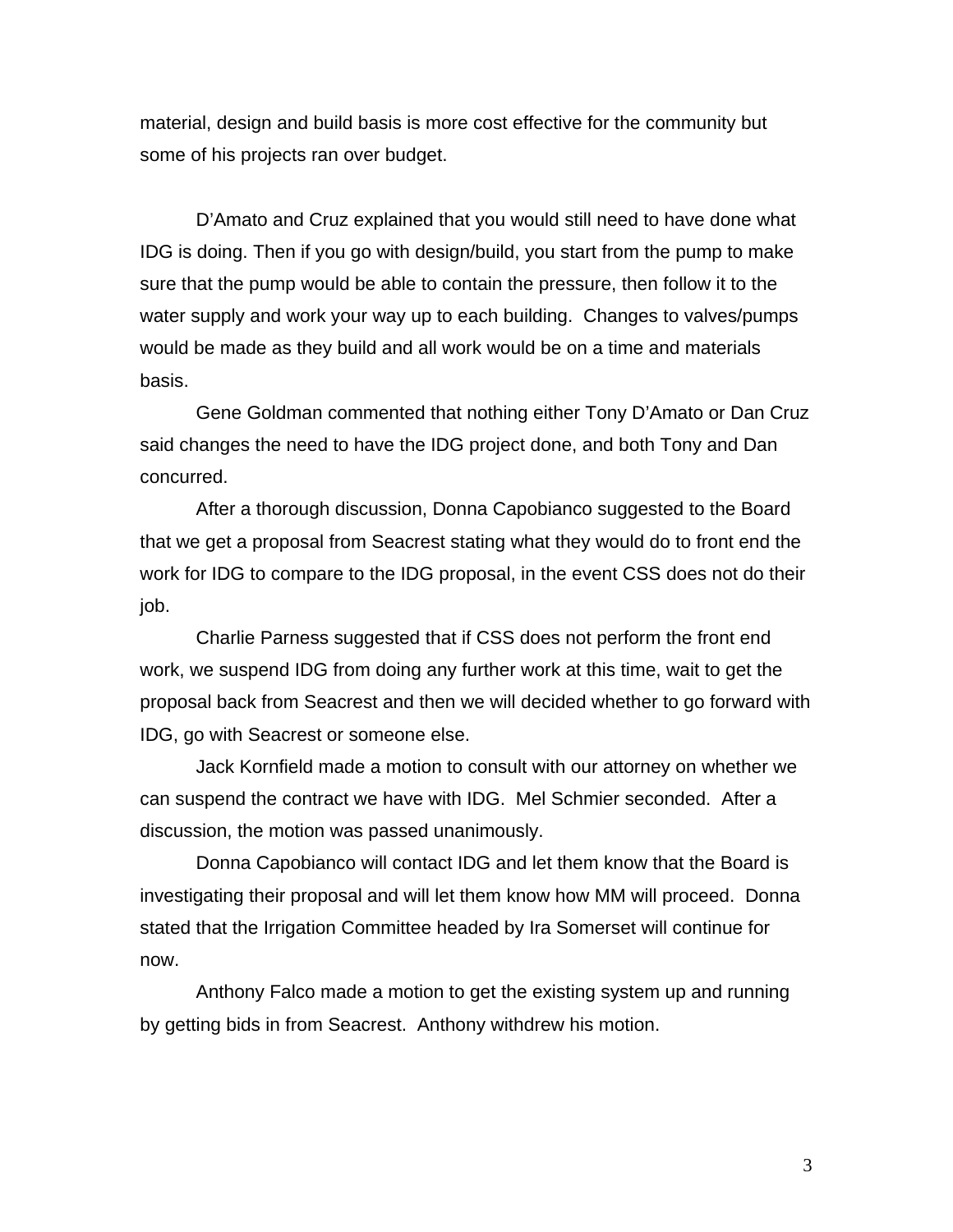material, design and build basis is more cost effective for the community but some of his projects ran over budget.

D'Amato and Cruz explained that you would still need to have done what IDG is doing. Then if you go with design/build, you start from the pump to make sure that the pump would be able to contain the pressure, then follow it to the water supply and work your way up to each building. Changes to valves/pumps would be made as they build and all work would be on a time and materials basis.

Gene Goldman commented that nothing either Tony D'Amato or Dan Cruz said changes the need to have the IDG project done, and both Tony and Dan concurred.

After a thorough discussion, Donna Capobianco suggested to the Board that we get a proposal from Seacrest stating what they would do to front end the work for IDG to compare to the IDG proposal, in the event CSS does not do their job.

Charlie Parness suggested that if CSS does not perform the front end work, we suspend IDG from doing any further work at this time, wait to get the proposal back from Seacrest and then we will decided whether to go forward with IDG, go with Seacrest or someone else.

Jack Kornfield made a motion to consult with our attorney on whether we can suspend the contract we have with IDG. Mel Schmier seconded. After a discussion, the motion was passed unanimously.

Donna Capobianco will contact IDG and let them know that the Board is investigating their proposal and will let them know how MM will proceed. Donna stated that the Irrigation Committee headed by Ira Somerset will continue for now.

Anthony Falco made a motion to get the existing system up and running by getting bids in from Seacrest. Anthony withdrew his motion.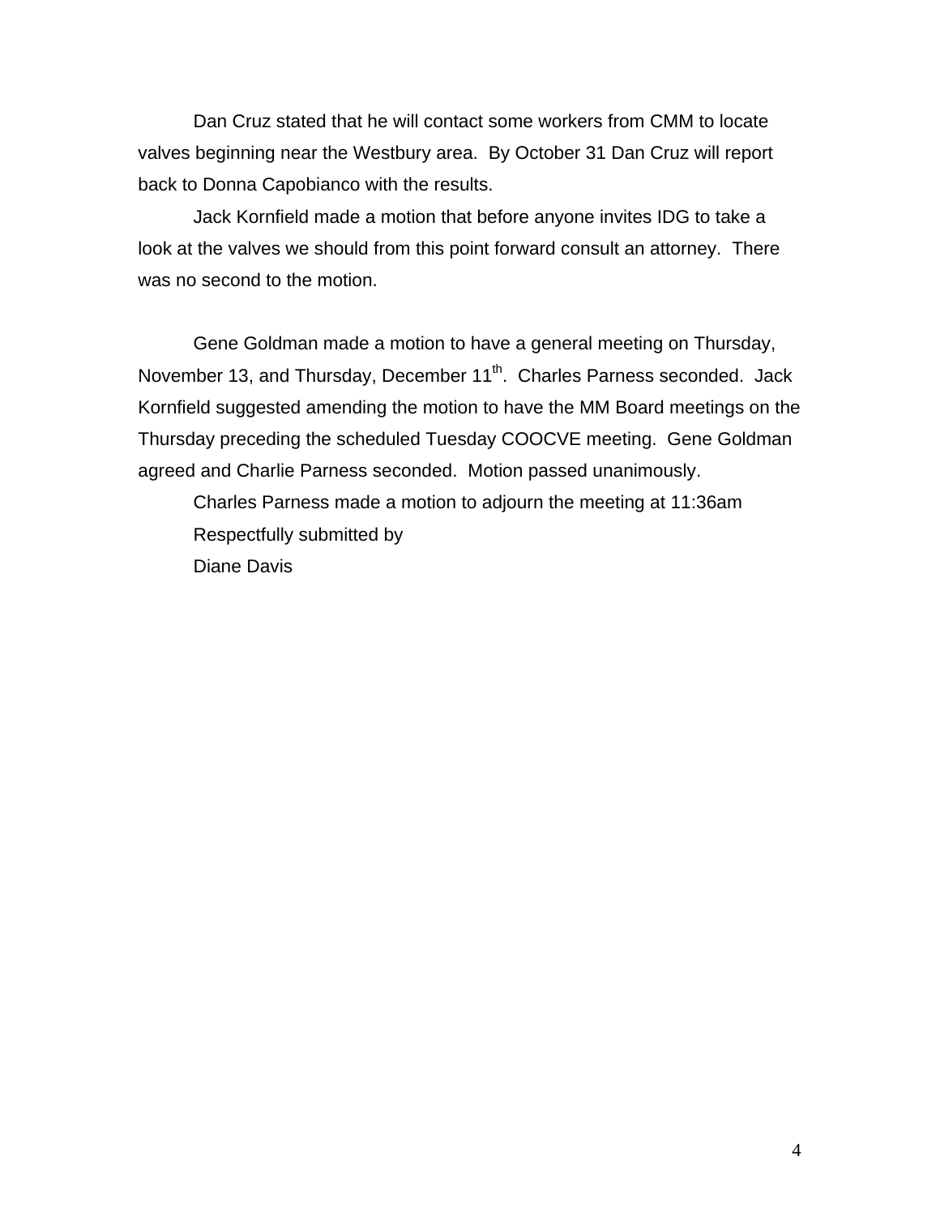Dan Cruz stated that he will contact some workers from CMM to locate valves beginning near the Westbury area. By October 31 Dan Cruz will report back to Donna Capobianco with the results.

Jack Kornfield made a motion that before anyone invites IDG to take a look at the valves we should from this point forward consult an attorney. There was no second to the motion.

Gene Goldman made a motion to have a general meeting on Thursday, November 13, and Thursday, December 11th. Charles Parness seconded. Jack Kornfield suggested amending the motion to have the MM Board meetings on the Thursday preceding the scheduled Tuesday COOCVE meeting. Gene Goldman agreed and Charlie Parness seconded. Motion passed unanimously.

Charles Parness made a motion to adjourn the meeting at 11:36am

Respectfully submitted by

Diane Davis